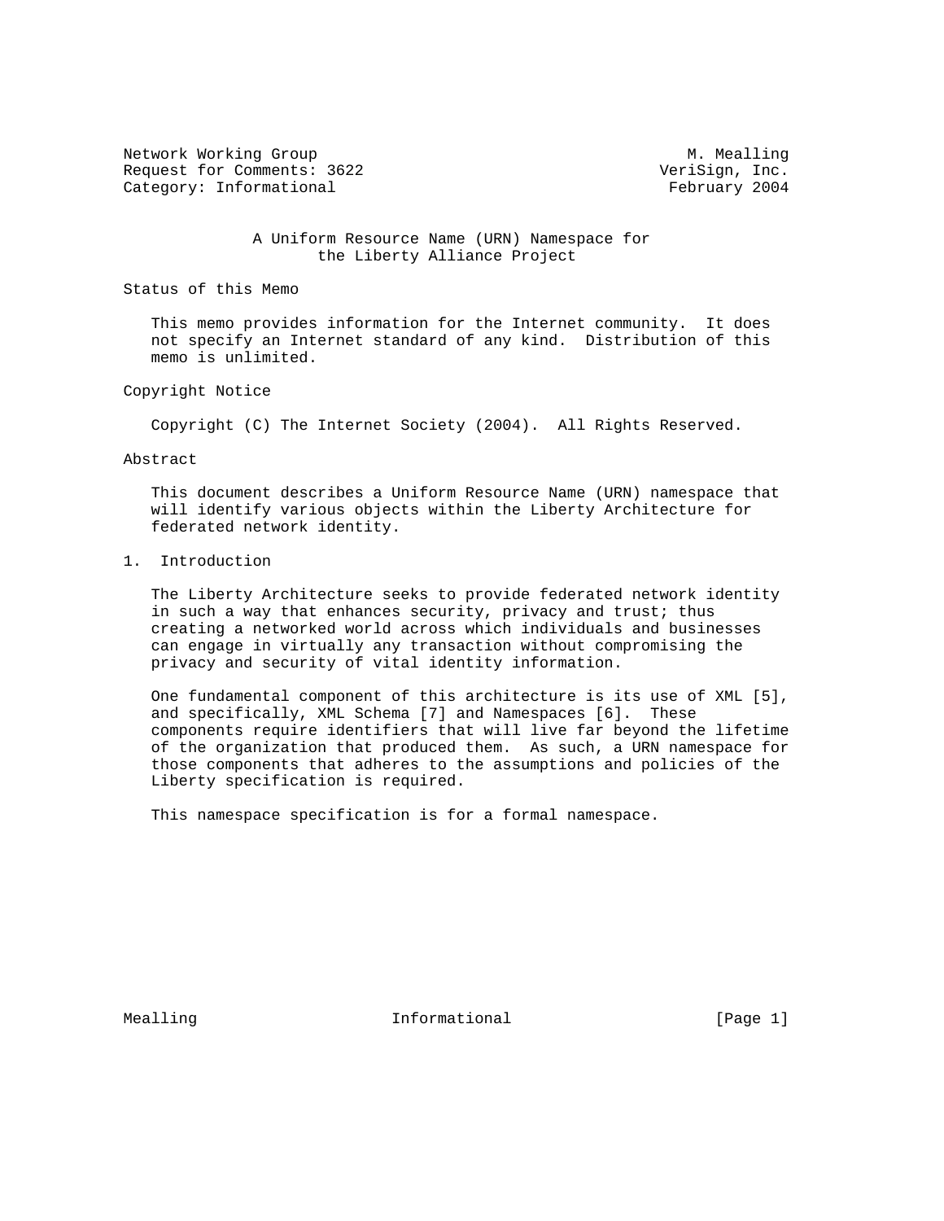Network Working Group M. Mealling
Request for Comments: 3622 VeriSign, Inc.
Category: Informational February 2004

# A Uniform Resource Name (URN) Namespace for the Liberty Alliance Project

## Status of this Memo

This memo provides information for the Internet community. It does not specify an Internet standard of any kind. Distribution of this memo is unlimited.

## Copyright Notice

Copyright (C) The Internet Society (2004). All Rights Reserved.

## Abstract

This document describes a Uniform Resource Name (URN) namespace that will identify various objects within the Liberty Architecture for federated network identity.

## 1. Introduction

The Liberty Architecture seeks to provide federated network identity in such a way that enhances security, privacy and trust; thus creating a networked world across which individuals and businesses can engage in virtually any transaction without compromising the privacy and security of vital identity information.

One fundamental component of this architecture is its use of XML [5], and specifically, XML Schema [7] and Namespaces [6]. These components require identifiers that will live far beyond the lifetime of the organization that produced them. As such, a URN namespace for those components that adheres to the assumptions and policies of the Liberty specification is required.

This namespace specification is for a formal namespace.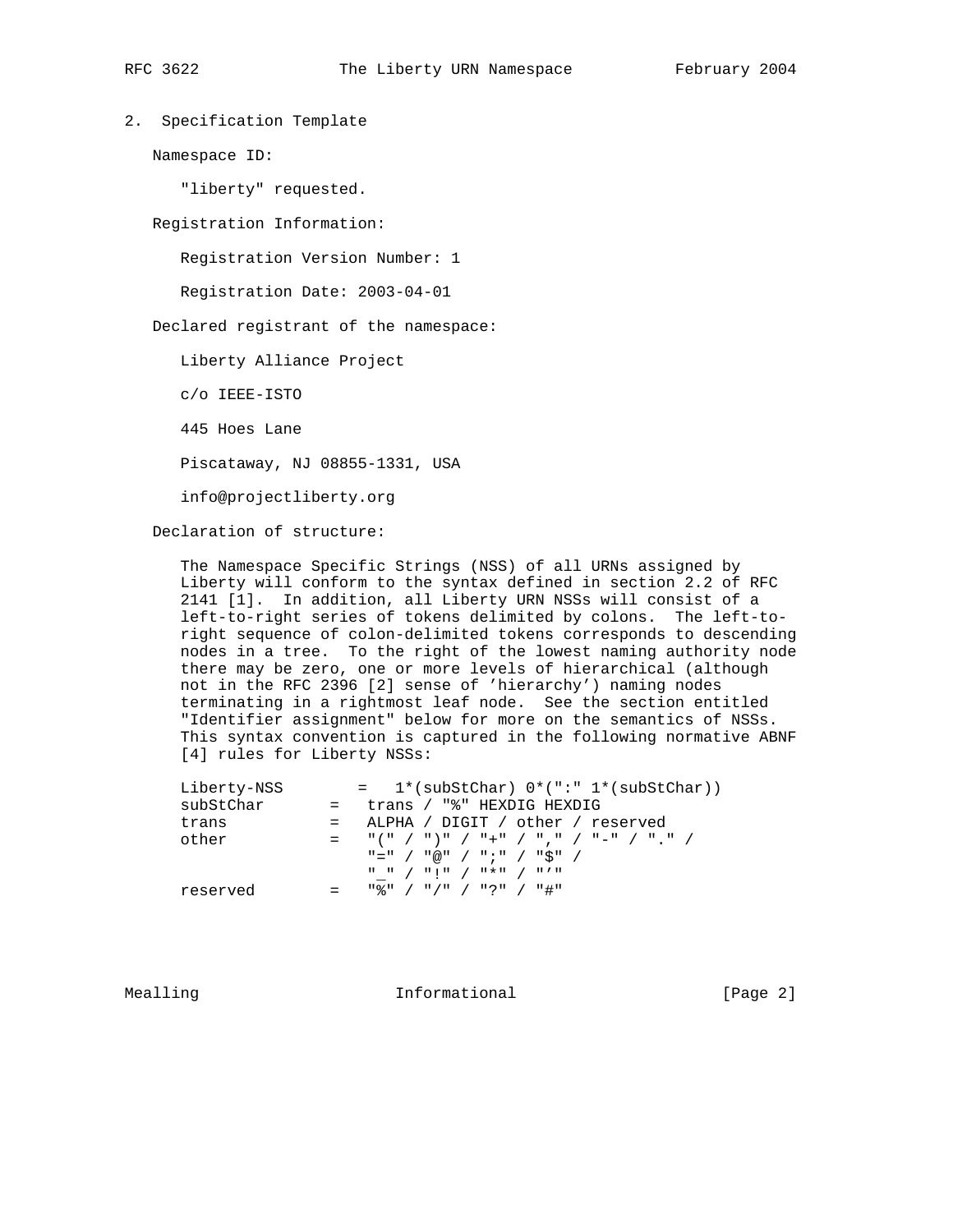## 2. Specification Template

Namespace ID:

"liberty" requested.

Registration Information:

Registration Version Number: 1

Registration Date: 2003-04-01

Declared registrant of the namespace:

Liberty Alliance Project

c/o IEEE-ISTO

445 Hoes Lane

Piscataway, NJ 08855-1331, USA

info@projectliberty.org

Declaration of structure:

The Namespace Specific Strings (NSS) of all URNs assigned by Liberty will conform to the syntax defined in section 2.2 of RFC 2141 [1]. In addition, all Liberty URN NSSs will consist of a left-to-right series of tokens delimited by colons. The left-to-right sequence of colon-delimited tokens corresponds to descending nodes in a tree. To the right of the lowest naming authority node there may be zero, one or more levels of hierarchical (although not in the RFC 2396 [2] sense of 'hierarchy') naming nodes terminating in a rightmost leaf node. See the section entitled "Identifier assignment" below for more on the semantics of NSSs. This syntax convention is captured in the following normative ABNF [4] rules for Liberty NSSs:

```
Liberty-NSS        =   1*(subStChar) 0*(":" 1*(subStChar))
subStChar       =   trans / "%" HEXDIG HEXDIG
trans           =   ALPHA / DIGIT / other / reserved
other           =   "(" / ")" / "+" / "," / "-" / "." /
                    "=" / "@" / ";" / "$" /
                    "_" / "!" / "*" / "'"
reserved        =   "%" / "/" / "?" / "#"
```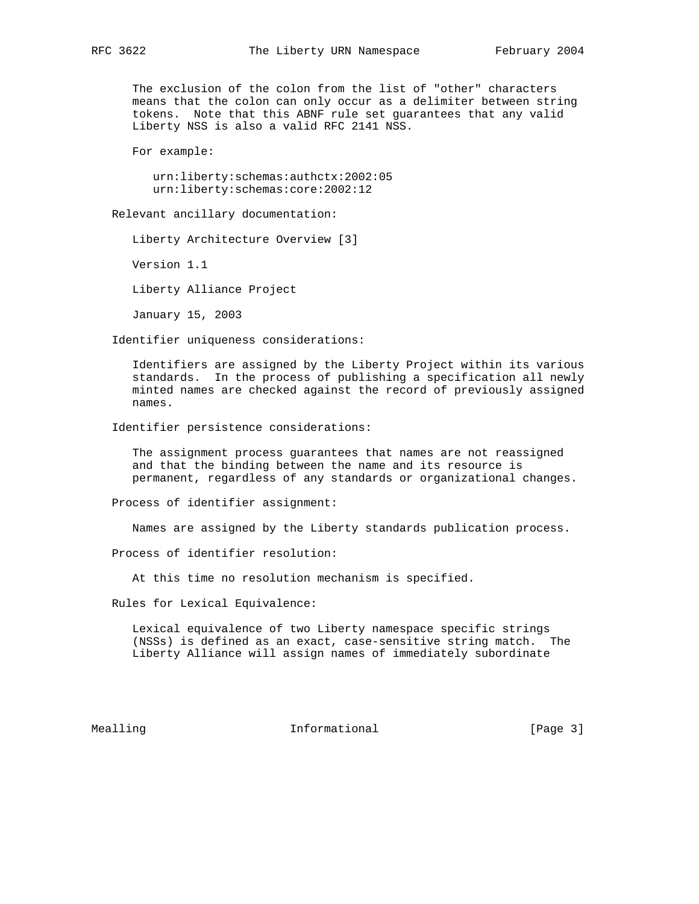The exclusion of the colon from the list of "other" characters means that the colon can only occur as a delimiter between string tokens. Note that this ABNF rule set guarantees that any valid Liberty NSS is also a valid RFC 2141 NSS.

For example:

```
urn:liberty:schemas:authctx:2002:05
urn:liberty:schemas:core:2002:12
```

Relevant ancillary documentation:

Liberty Architecture Overview [3]

Version 1.1

Liberty Alliance Project

January 15, 2003

Identifier uniqueness considerations:

Identifiers are assigned by the Liberty Project within its various standards. In the process of publishing a specification all newly minted names are checked against the record of previously assigned names.

Identifier persistence considerations:

The assignment process guarantees that names are not reassigned and that the binding between the name and its resource is permanent, regardless of any standards or organizational changes.

Process of identifier assignment:

Names are assigned by the Liberty standards publication process.

Process of identifier resolution:

At this time no resolution mechanism is specified.

Rules for Lexical Equivalence:

Lexical equivalence of two Liberty namespace specific strings (NSSs) is defined as an exact, case-sensitive string match. The Liberty Alliance will assign names of immediately subordinate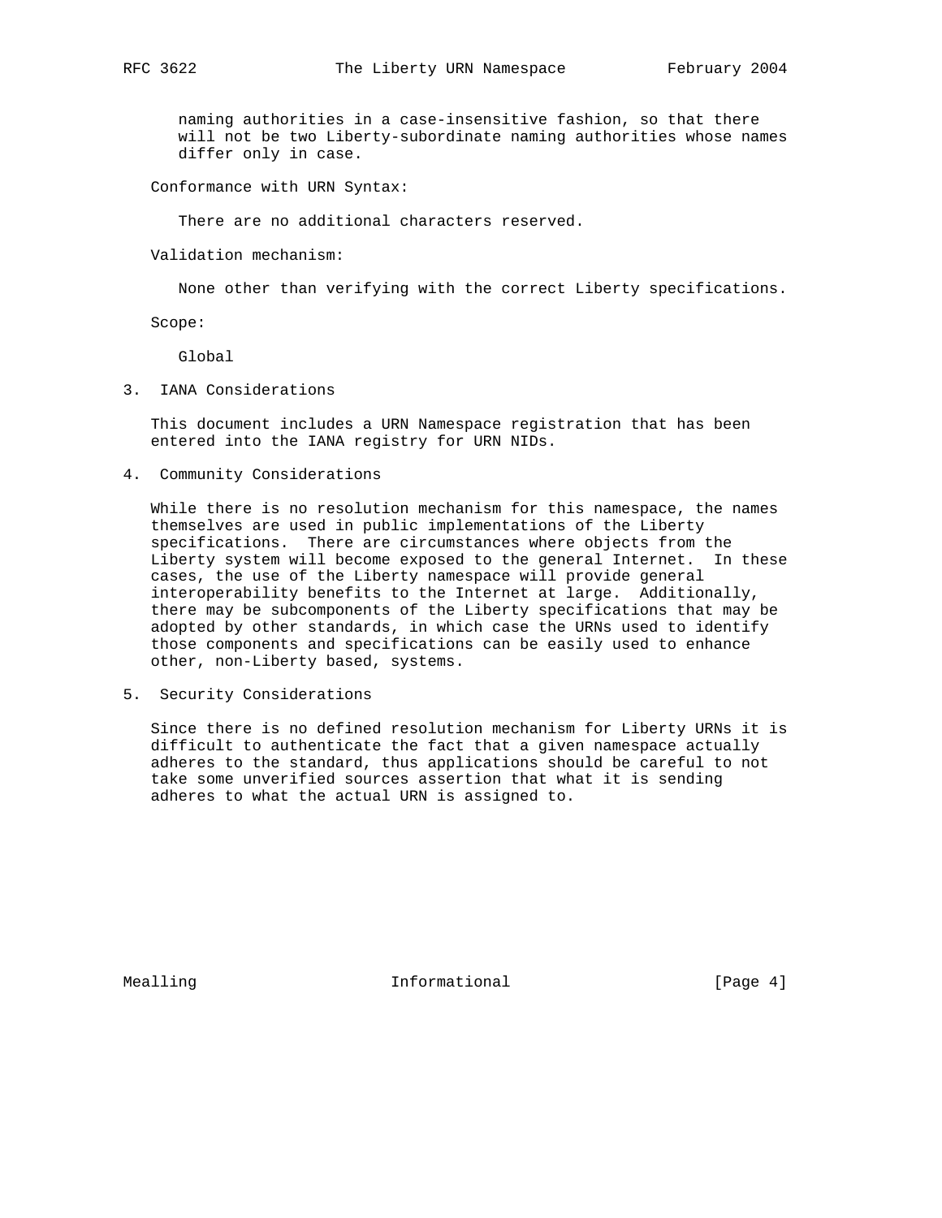naming authorities in a case-insensitive fashion, so that there will not be two Liberty-subordinate naming authorities whose names differ only in case.

Conformance with URN Syntax:

There are no additional characters reserved.

Validation mechanism:

None other than verifying with the correct Liberty specifications.

Scope:

Global

## 3. IANA Considerations

This document includes a URN Namespace registration that has been entered into the IANA registry for URN NIDs.

## 4. Community Considerations

While there is no resolution mechanism for this namespace, the names themselves are used in public implementations of the Liberty specifications. There are circumstances where objects from the Liberty system will become exposed to the general Internet. In these cases, the use of the Liberty namespace will provide general interoperability benefits to the Internet at large. Additionally, there may be subcomponents of the Liberty specifications that may be adopted by other standards, in which case the URNs used to identify those components and specifications can be easily used to enhance other, non-Liberty based, systems.

## 5. Security Considerations

Since there is no defined resolution mechanism for Liberty URNs it is difficult to authenticate the fact that a given namespace actually adheres to the standard, thus applications should be careful to not take some unverified sources assertion that what it is sending adheres to what the actual URN is assigned to.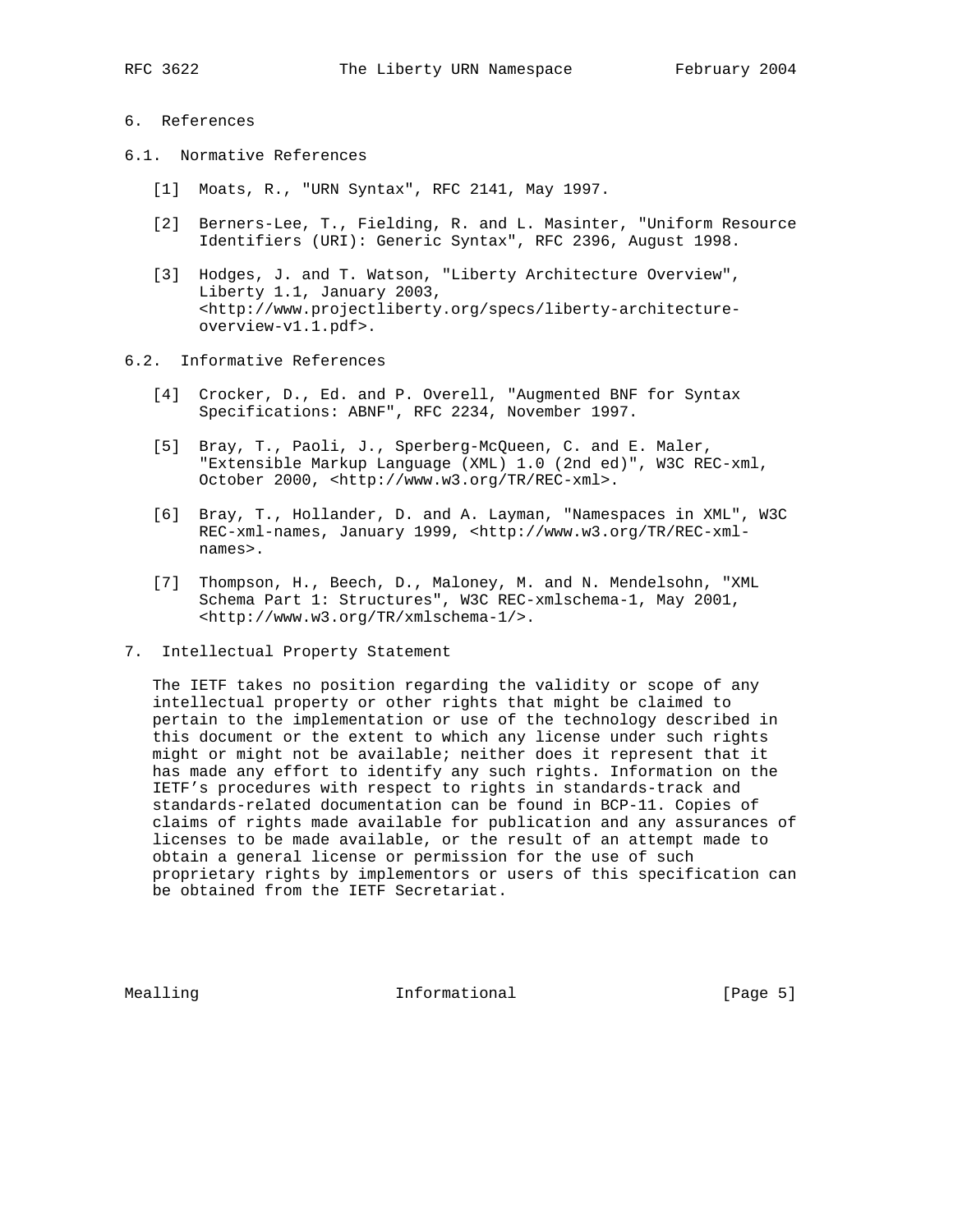## 6. References

### 6.1. Normative References

[1] Moats, R., "URN Syntax", RFC 2141, May 1997.

[2] Berners-Lee, T., Fielding, R. and L. Masinter, "Uniform Resource Identifiers (URI): Generic Syntax", RFC 2396, August 1998.

[3] Hodges, J. and T. Watson, "Liberty Architecture Overview", Liberty 1.1, January 2003, <http://www.projectliberty.org/specs/liberty-architecture-overview-v1.1.pdf>.

### 6.2. Informative References

[4] Crocker, D., Ed. and P. Overell, "Augmented BNF for Syntax Specifications: ABNF", RFC 2234, November 1997.

[5] Bray, T., Paoli, J., Sperberg-McQueen, C. and E. Maler, "Extensible Markup Language (XML) 1.0 (2nd ed)", W3C REC-xml, October 2000, <http://www.w3.org/TR/REC-xml>.

[6] Bray, T., Hollander, D. and A. Layman, "Namespaces in XML", W3C REC-xml-names, January 1999, <http://www.w3.org/TR/REC-xml-names>.

[7] Thompson, H., Beech, D., Maloney, M. and N. Mendelsohn, "XML Schema Part 1: Structures", W3C REC-xmlschema-1, May 2001, <http://www.w3.org/TR/xmlschema-1/>.

## 7. Intellectual Property Statement

The IETF takes no position regarding the validity or scope of any intellectual property or other rights that might be claimed to pertain to the implementation or use of the technology described in this document or the extent to which any license under such rights might or might not be available; neither does it represent that it has made any effort to identify any such rights. Information on the IETF's procedures with respect to rights in standards-track and standards-related documentation can be found in BCP-11. Copies of claims of rights made available for publication and any assurances of licenses to be made available, or the result of an attempt made to obtain a general license or permission for the use of such proprietary rights by implementors or users of this specification can be obtained from the IETF Secretariat.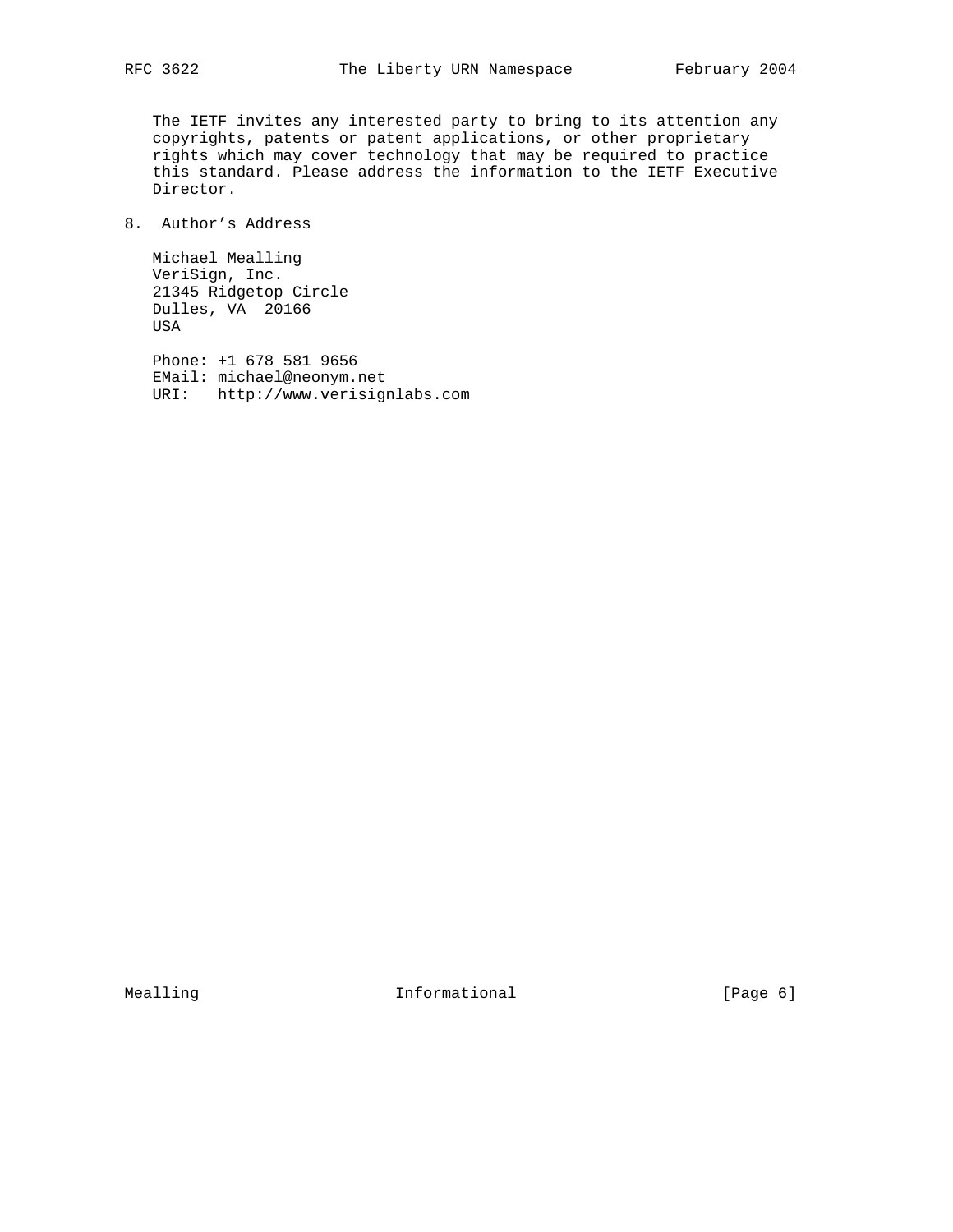The IETF invites any interested party to bring to its attention any copyrights, patents or patent applications, or other proprietary rights which may cover technology that may be required to practice this standard. Please address the information to the IETF Executive Director.

## 8. Author’s Address

Michael Mealling
VeriSign, Inc.
21345 Ridgetop Circle
Dulles, VA 20166
USA

Phone: +1 678 581 9656
EMail: michael@neonym.net
URI: http://www.verisignlabs.com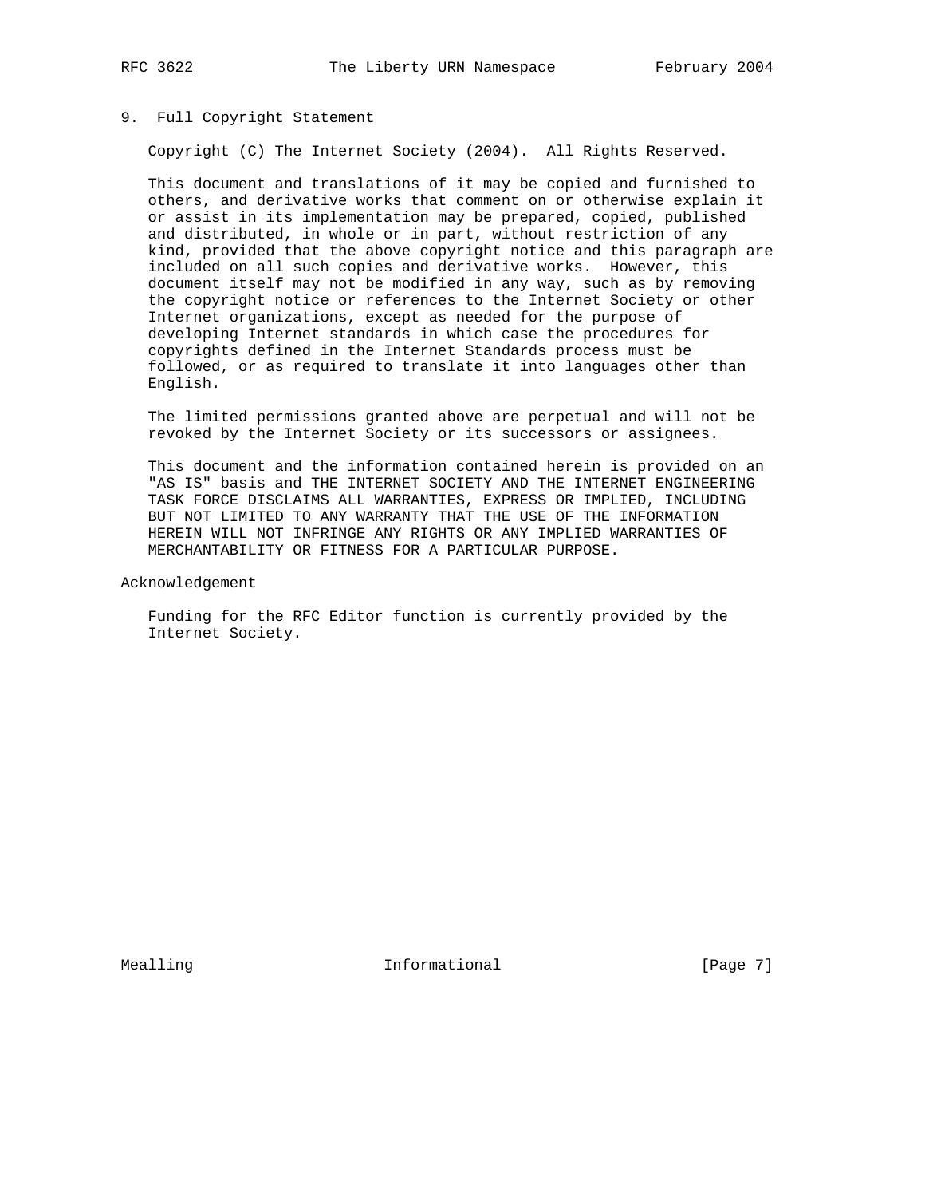## 9. Full Copyright Statement

Copyright (C) The Internet Society (2004). All Rights Reserved.

This document and translations of it may be copied and furnished to others, and derivative works that comment on or otherwise explain it or assist in its implementation may be prepared, copied, published and distributed, in whole or in part, without restriction of any kind, provided that the above copyright notice and this paragraph are included on all such copies and derivative works. However, this document itself may not be modified in any way, such as by removing the copyright notice or references to the Internet Society or other Internet organizations, except as needed for the purpose of developing Internet standards in which case the procedures for copyrights defined in the Internet Standards process must be followed, or as required to translate it into languages other than English.

The limited permissions granted above are perpetual and will not be revoked by the Internet Society or its successors or assignees.

This document and the information contained herein is provided on an "AS IS" basis and THE INTERNET SOCIETY AND THE INTERNET ENGINEERING TASK FORCE DISCLAIMS ALL WARRANTIES, EXPRESS OR IMPLIED, INCLUDING BUT NOT LIMITED TO ANY WARRANTY THAT THE USE OF THE INFORMATION HEREIN WILL NOT INFRINGE ANY RIGHTS OR ANY IMPLIED WARRANTIES OF MERCHANTABILITY OR FITNESS FOR A PARTICULAR PURPOSE.

## Acknowledgement

Funding for the RFC Editor function is currently provided by the Internet Society.